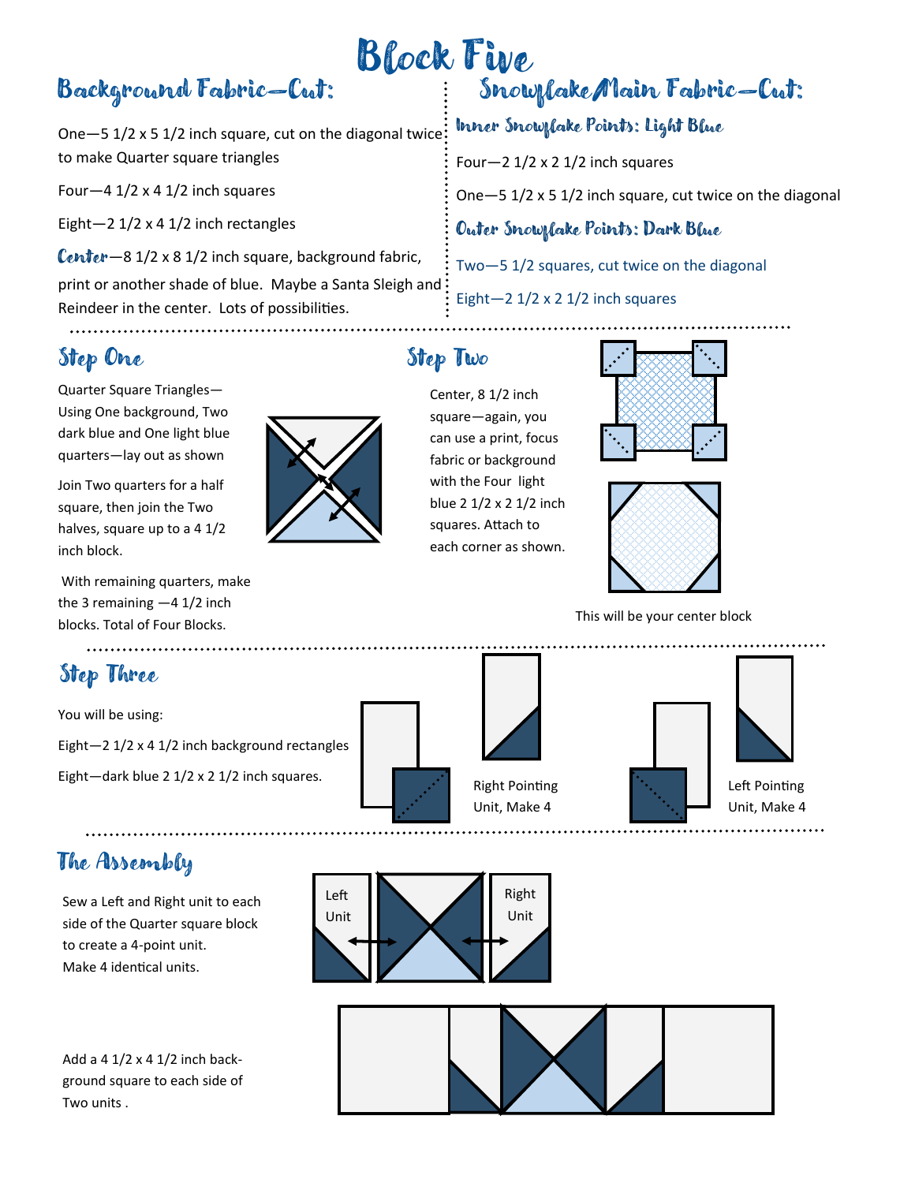# Block Five

## Background Fabric—Cut:

One—5 1/2 x 5 1/2 inch square, cut on the diagonal twice to make Quarter square triangles

Four—4 1/2 x 4 1/2 inch squares

Eight—2 1/2 x 4 1/2 inch rectangles

**Center**—8 1/2 x 8 1/2 inch square, background fabric, print or another shade of blue. Maybe a Santa Sleigh and Reindeer in the center. Lots of possibilities.

## Snowflake Main Fabric—Cut:

### Inner Snowflake Points: Light Blue

Four—2 1/2 x 2 1/2 inch squares

One—5 1/2 x 5 1/2 inch square, cut twice on the diagonal

### Outer Snowflake Points: Dark Blue

Two—5 1/2 squares, cut twice on the diagonal

Eight—2 1/2 x 2 1/2 inch squares

## Step One

Quarter Square Triangles—Using One background, Two dark blue and One light blue quarters—lay out as shown

Join Two quarters for a half square, then join the Two halves, square up to a 4 1/2 inch block.

With remaining quarters, make the 3 remaining —4 1/2 inch blocks. Total of Four Blocks.

## Step Two

Center, 8 1/2 inch square—again, you can use a print, focus fabric or background with the Four light blue 2 1/2 x 2 1/2 inch squares. Attach to each corner as shown.

This will be your center block

## Step Three

You will be using:

Eight—2 1/2 x 4 1/2 inch background rectangles

Eight—dark blue 2 1/2 x 2 1/2 inch squares.

Right Pointing Unit, Make 4

Left Pointing Unit, Make 4

## The Assembly

Sew a Left and Right unit to each side of the Quarter square block to create a 4-point unit. Make 4 identical units.

Left Unit

Right Unit

Add a 4 1/2 x 4 1/2 inch back-ground square to each side of Two units .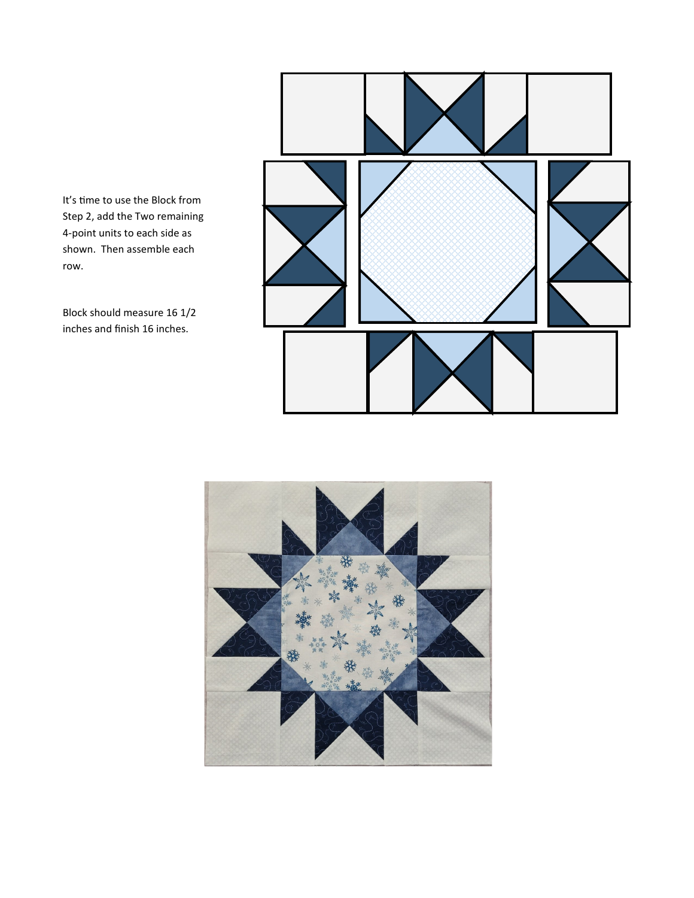It’s time to use the Block from Step 2, add the Two remaining 4-point units to each side as shown. Then assemble each row.

Block should measure 16 1/2 inches and finish 16 inches.